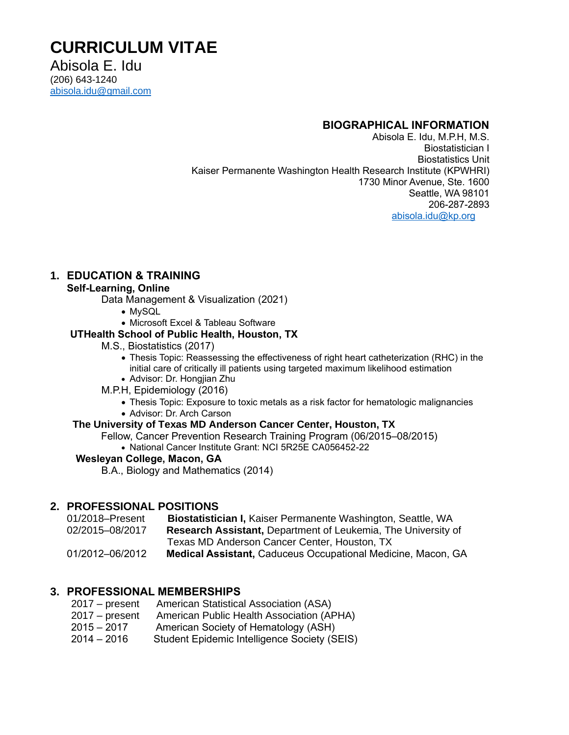# CURRICULUM VITAE

Abisola E. Idu
(206) 643-1240
abisola.idu@gmail.com

## BIOGRAPHICAL INFORMATION

Abisola E. Idu, M.P.H, M.S.
Biostatistician I
Biostatistics Unit
Kaiser Permanente Washington Health Research Institute (KPWHRI)
1730 Minor Avenue, Ste. 1600
Seattle, WA 98101
206-287-2893
abisola.idu@kp.org

## 1. EDUCATION & TRAINING

**Self-Learning, Online**

Data Management & Visualization (2021)
- MySQL
- Microsoft Excel & Tableau Software

**UTHealth School of Public Health, Houston, TX**

M.S., Biostatistics (2017)
- Thesis Topic: Reassessing the effectiveness of right heart catheterization (RHC) in the initial care of critically ill patients using targeted maximum likelihood estimation
- Advisor: Dr. Hongjian Zhu

M.P.H, Epidemiology (2016)
- Thesis Topic: Exposure to toxic metals as a risk factor for hematologic malignancies
- Advisor: Dr. Arch Carson

**The University of Texas MD Anderson Cancer Center, Houston, TX**

Fellow, Cancer Prevention Research Training Program (06/2015–08/2015)
- National Cancer Institute Grant: NCI 5R25E CA056452-22

**Wesleyan College, Macon, GA**

B.A., Biology and Mathematics (2014)

## 2. PROFESSIONAL POSITIONS

| | |
|---|---|
| 01/2018–Present | **Biostatistician I,** Kaiser Permanente Washington, Seattle, WA |
| 02/2015–08/2017 | **Research Assistant,** Department of Leukemia, The University of Texas MD Anderson Cancer Center, Houston, TX |
| 01/2012–06/2012 | **Medical Assistant,** Caduceus Occupational Medicine, Macon, GA |

## 3. PROFESSIONAL MEMBERSHIPS

| | |
|---|---|
| 2017 – present | American Statistical Association (ASA) |
| 2017 – present | American Public Health Association (APHA) |
| 2015 – 2017 | American Society of Hematology (ASH) |
| 2014 – 2016 | Student Epidemic Intelligence Society (SEIS) |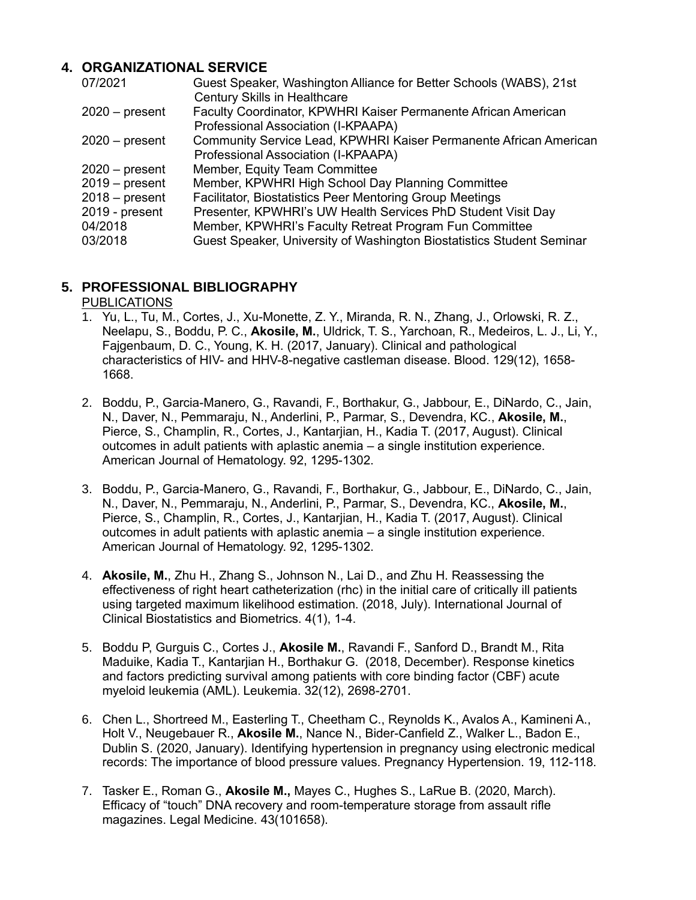## 4. ORGANIZATIONAL SERVICE

| | |
|---|---|
| 07/2021 | Guest Speaker, Washington Alliance for Better Schools (WABS), 21st Century Skills in Healthcare |
| 2020 – present | Faculty Coordinator, KPWHRI Kaiser Permanente African American Professional Association (I-KPAAPA) |
| 2020 – present | Community Service Lead, KPWHRI Kaiser Permanente African American Professional Association (I-KPAAPA) |
| 2020 – present | Member, Equity Team Committee |
| 2019 – present | Member, KPWHRI High School Day Planning Committee |
| 2018 – present | Facilitator, Biostatistics Peer Mentoring Group Meetings |
| 2019 - present | Presenter, KPWHRI's UW Health Services PhD Student Visit Day |
| 04/2018 | Member, KPWHRI's Faculty Retreat Program Fun Committee |
| 03/2018 | Guest Speaker, University of Washington Biostatistics Student Seminar |

## 5. PROFESSIONAL BIBLIOGRAPHY

PUBLICATIONS

1. Yu, L., Tu, M., Cortes, J., Xu-Monette, Z. Y., Miranda, R. N., Zhang, J., Orlowski, R. Z., Neelapu, S., Boddu, P. C., **Akosile, M.**, Uldrick, T. S., Yarchoan, R., Medeiros, L. J., Li, Y., Fajgenbaum, D. C., Young, K. H. (2017, January). Clinical and pathological characteristics of HIV- and HHV-8-negative castleman disease. Blood. 129(12), 1658-1668.

2. Boddu, P., Garcia-Manero, G., Ravandi, F., Borthakur, G., Jabbour, E., DiNardo, C., Jain, N., Daver, N., Pemmaraju, N., Anderlini, P., Parmar, S., Devendra, KC., **Akosile, M.**, Pierce, S., Champlin, R., Cortes, J., Kantarjian, H., Kadia T. (2017, August). Clinical outcomes in adult patients with aplastic anemia – a single institution experience. American Journal of Hematology. 92, 1295-1302.

3. Boddu, P., Garcia-Manero, G., Ravandi, F., Borthakur, G., Jabbour, E., DiNardo, C., Jain, N., Daver, N., Pemmaraju, N., Anderlini, P., Parmar, S., Devendra, KC., **Akosile, M.**, Pierce, S., Champlin, R., Cortes, J., Kantarjian, H., Kadia T. (2017, August). Clinical outcomes in adult patients with aplastic anemia – a single institution experience. American Journal of Hematology. 92, 1295-1302.

4. **Akosile, M.**, Zhu H., Zhang S., Johnson N., Lai D., and Zhu H. Reassessing the effectiveness of right heart catheterization (rhc) in the initial care of critically ill patients using targeted maximum likelihood estimation. (2018, July). International Journal of Clinical Biostatistics and Biometrics. 4(1), 1-4.

5. Boddu P, Gurguis C., Cortes J., **Akosile M.**, Ravandi F., Sanford D., Brandt M., Rita Maduike, Kadia T., Kantarjian H., Borthakur G. (2018, December). Response kinetics and factors predicting survival among patients with core binding factor (CBF) acute myeloid leukemia (AML). Leukemia. 32(12), 2698-2701.

6. Chen L., Shortreed M., Easterling T., Cheetham C., Reynolds K., Avalos A., Kamineni A., Holt V., Neugebauer R., **Akosile M.**, Nance N., Bider-Canfield Z., Walker L., Badon E., Dublin S. (2020, January). Identifying hypertension in pregnancy using electronic medical records: The importance of blood pressure values. Pregnancy Hypertension. 19, 112-118.

7. Tasker E., Roman G., **Akosile M.,** Mayes C., Hughes S., LaRue B. (2020, March). Efficacy of "touch" DNA recovery and room-temperature storage from assault rifle magazines. Legal Medicine. 43(101658).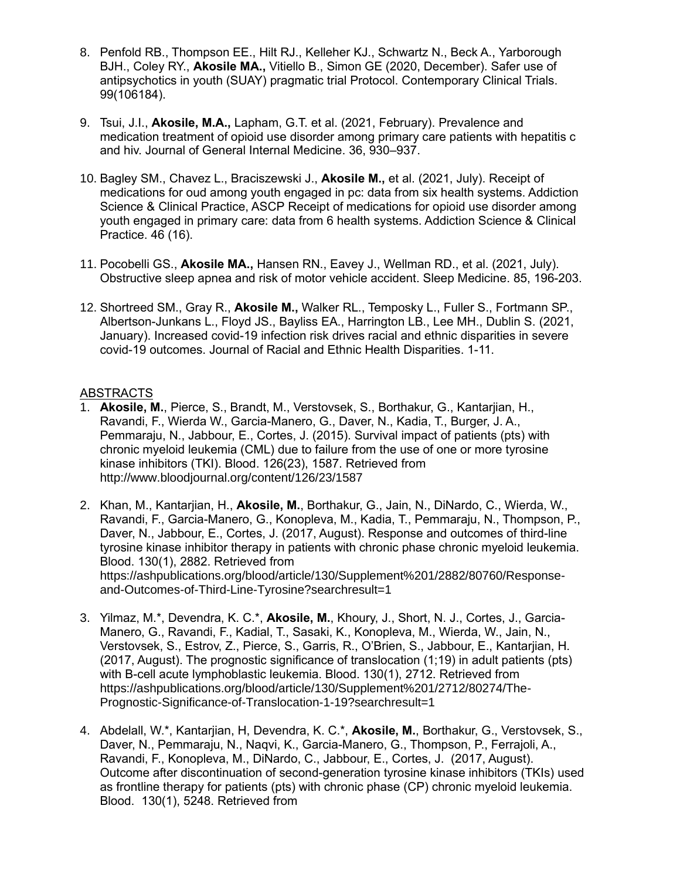8. Penfold RB., Thompson EE., Hilt RJ., Kelleher KJ., Schwartz N., Beck A., Yarborough BJH., Coley RY., **Akosile MA.,** Vitiello B., Simon GE (2020, December). Safer use of antipsychotics in youth (SUAY) pragmatic trial Protocol. Contemporary Clinical Trials. 99(106184).

9. Tsui, J.I., **Akosile, M.A.,** Lapham, G.T. et al. (2021, February). Prevalence and medication treatment of opioid use disorder among primary care patients with hepatitis c and hiv. Journal of General Internal Medicine. 36, 930–937.

10. Bagley SM., Chavez L., Braciszewski J., **Akosile M.,** et al. (2021, July). Receipt of medications for oud among youth engaged in pc: data from six health systems. Addiction Science & Clinical Practice, ASCP Receipt of medications for opioid use disorder among youth engaged in primary care: data from 6 health systems. Addiction Science & Clinical Practice. 46 (16).

11. Pocobelli GS., **Akosile MA.,** Hansen RN., Eavey J., Wellman RD., et al. (2021, July). Obstructive sleep apnea and risk of motor vehicle accident. Sleep Medicine. 85, 196-203.

12. Shortreed SM., Gray R., **Akosile M.,** Walker RL., Temposky L., Fuller S., Fortmann SP., Albertson-Junkans L., Floyd JS., Bayliss EA., Harrington LB., Lee MH., Dublin S. (2021, January). Increased covid-19 infection risk drives racial and ethnic disparities in severe covid-19 outcomes. Journal of Racial and Ethnic Health Disparities. 1-11.

ABSTRACTS

1. **Akosile, M.**, Pierce, S., Brandt, M., Verstovsek, S., Borthakur, G., Kantarjian, H., Ravandi, F., Wierda W., Garcia-Manero, G., Daver, N., Kadia, T., Burger, J. A., Pemmaraju, N., Jabbour, E., Cortes, J. (2015). Survival impact of patients (pts) with chronic myeloid leukemia (CML) due to failure from the use of one or more tyrosine kinase inhibitors (TKI). Blood. 126(23), 1587. Retrieved from http://www.bloodjournal.org/content/126/23/1587

2. Khan, M., Kantarjian, H., **Akosile, M.**, Borthakur, G., Jain, N., DiNardo, C., Wierda, W., Ravandi, F., Garcia-Manero, G., Konopleva, M., Kadia, T., Pemmaraju, N., Thompson, P., Daver, N., Jabbour, E., Cortes, J. (2017, August). Response and outcomes of third-line tyrosine kinase inhibitor therapy in patients with chronic phase chronic myeloid leukemia. Blood. 130(1), 2882. Retrieved from https://ashpublications.org/blood/article/130/Supplement%201/2882/80760/Response-and-Outcomes-of-Third-Line-Tyrosine?searchresult=1

3. Yilmaz, M.*, Devendra, K. C.*, **Akosile, M.**, Khoury, J., Short, N. J., Cortes, J., Garcia-Manero, G., Ravandi, F., Kadial, T., Sasaki, K., Konopleva, M., Wierda, W., Jain, N., Verstovsek, S., Estrov, Z., Pierce, S., Garris, R., O'Brien, S., Jabbour, E., Kantarjian, H. (2017, August). The prognostic significance of translocation (1;19) in adult patients (pts) with B-cell acute lymphoblastic leukemia. Blood. 130(1), 2712. Retrieved from https://ashpublications.org/blood/article/130/Supplement%201/2712/80274/The-Prognostic-Significance-of-Translocation-1-19?searchresult=1

4. Abdelall, W.*, Kantarjian, H, Devendra, K. C.*, **Akosile, M.**, Borthakur, G., Verstovsek, S., Daver, N., Pemmaraju, N., Naqvi, K., Garcia-Manero, G., Thompson, P., Ferrajoli, A., Ravandi, F., Konopleva, M., DiNardo, C., Jabbour, E., Cortes, J. (2017, August). Outcome after discontinuation of second-generation tyrosine kinase inhibitors (TKIs) used as frontline therapy for patients (pts) with chronic phase (CP) chronic myeloid leukemia. Blood. 130(1), 5248. Retrieved from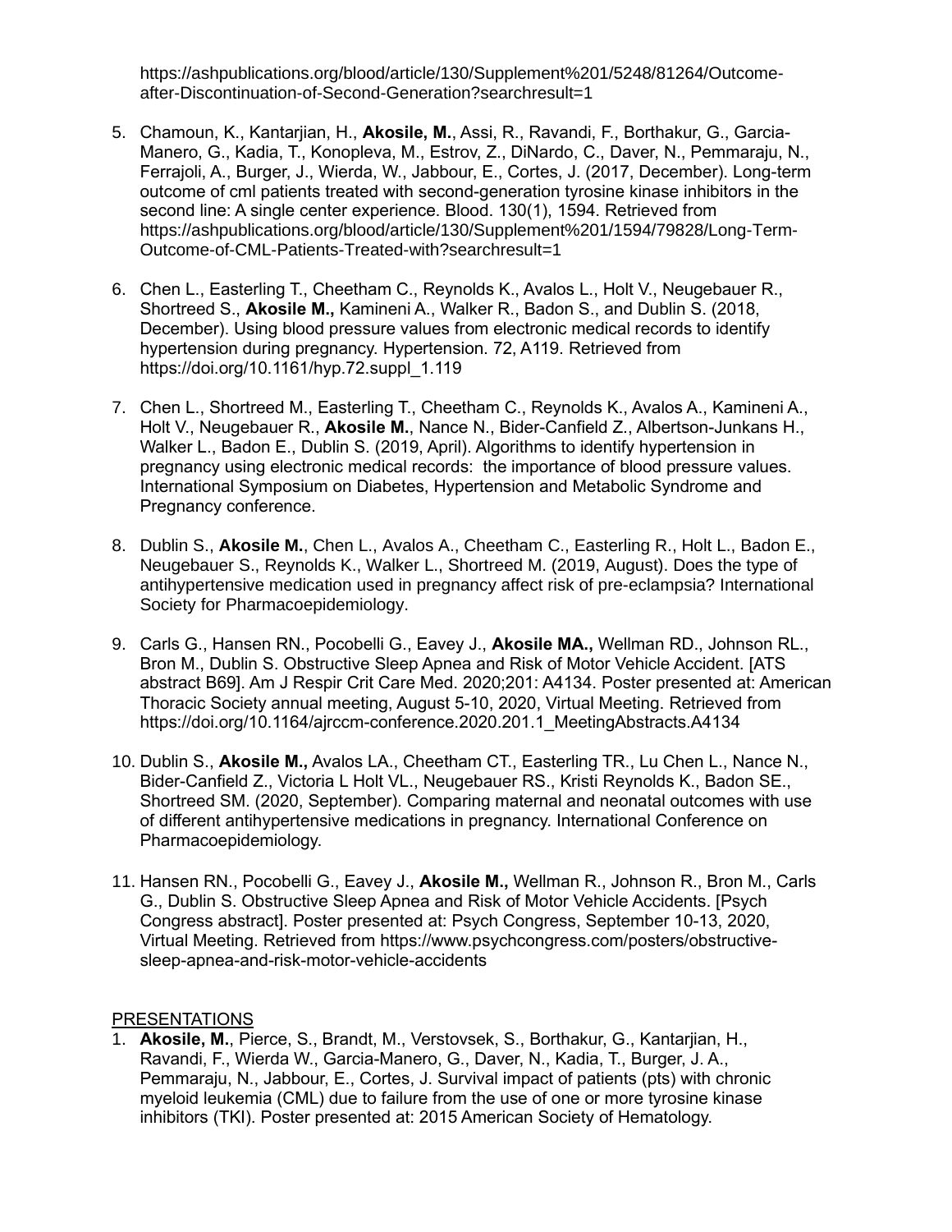https://ashpublications.org/blood/article/130/Supplement%201/5248/81264/Outcome-after-Discontinuation-of-Second-Generation?searchresult=1

5. Chamoun, K., Kantarjian, H., **Akosile, M.**, Assi, R., Ravandi, F., Borthakur, G., Garcia-Manero, G., Kadia, T., Konopleva, M., Estrov, Z., DiNardo, C., Daver, N., Pemmaraju, N., Ferrajoli, A., Burger, J., Wierda, W., Jabbour, E., Cortes, J. (2017, December). Long-term outcome of cml patients treated with second-generation tyrosine kinase inhibitors in the second line: A single center experience. Blood. 130(1), 1594. Retrieved from https://ashpublications.org/blood/article/130/Supplement%201/1594/79828/Long-Term-Outcome-of-CML-Patients-Treated-with?searchresult=1

6. Chen L., Easterling T., Cheetham C., Reynolds K., Avalos L., Holt V., Neugebauer R., Shortreed S., **Akosile M.,** Kamineni A., Walker R., Badon S., and Dublin S. (2018, December). Using blood pressure values from electronic medical records to identify hypertension during pregnancy. Hypertension. 72, A119. Retrieved from https://doi.org/10.1161/hyp.72.suppl_1.119

7. Chen L., Shortreed M., Easterling T., Cheetham C., Reynolds K., Avalos A., Kamineni A., Holt V., Neugebauer R., **Akosile M.**, Nance N., Bider-Canfield Z., Albertson-Junkans H., Walker L., Badon E., Dublin S. (2019, April). Algorithms to identify hypertension in pregnancy using electronic medical records: the importance of blood pressure values. International Symposium on Diabetes, Hypertension and Metabolic Syndrome and Pregnancy conference.

8. Dublin S., **Akosile M.**, Chen L., Avalos A., Cheetham C., Easterling R., Holt L., Badon E., Neugebauer S., Reynolds K., Walker L., Shortreed M. (2019, August). Does the type of antihypertensive medication used in pregnancy affect risk of pre-eclampsia? International Society for Pharmacoepidemiology.

9. Carls G., Hansen RN., Pocobelli G., Eavey J., **Akosile MA.,** Wellman RD., Johnson RL., Bron M., Dublin S. Obstructive Sleep Apnea and Risk of Motor Vehicle Accident. [ATS abstract B69]. Am J Respir Crit Care Med. 2020;201: A4134. Poster presented at: American Thoracic Society annual meeting, August 5-10, 2020, Virtual Meeting. Retrieved from https://doi.org/10.1164/ajrccm-conference.2020.201.1_MeetingAbstracts.A4134

10. Dublin S., **Akosile M.,** Avalos LA., Cheetham CT., Easterling TR., Lu Chen L., Nance N., Bider-Canfield Z., Victoria L Holt VL., Neugebauer RS., Kristi Reynolds K., Badon SE., Shortreed SM. (2020, September). Comparing maternal and neonatal outcomes with use of different antihypertensive medications in pregnancy. International Conference on Pharmacoepidemiology.

11. Hansen RN., Pocobelli G., Eavey J., **Akosile M.,** Wellman R., Johnson R., Bron M., Carls G., Dublin S. Obstructive Sleep Apnea and Risk of Motor Vehicle Accidents. [Psych Congress abstract]. Poster presented at: Psych Congress, September 10-13, 2020, Virtual Meeting. Retrieved from https://www.psychcongress.com/posters/obstructive-sleep-apnea-and-risk-motor-vehicle-accidents

PRESENTATIONS

1. **Akosile, M.**, Pierce, S., Brandt, M., Verstovsek, S., Borthakur, G., Kantarjian, H., Ravandi, F., Wierda W., Garcia-Manero, G., Daver, N., Kadia, T., Burger, J. A., Pemmaraju, N., Jabbour, E., Cortes, J. Survival impact of patients (pts) with chronic myeloid leukemia (CML) due to failure from the use of one or more tyrosine kinase inhibitors (TKI). Poster presented at: 2015 American Society of Hematology.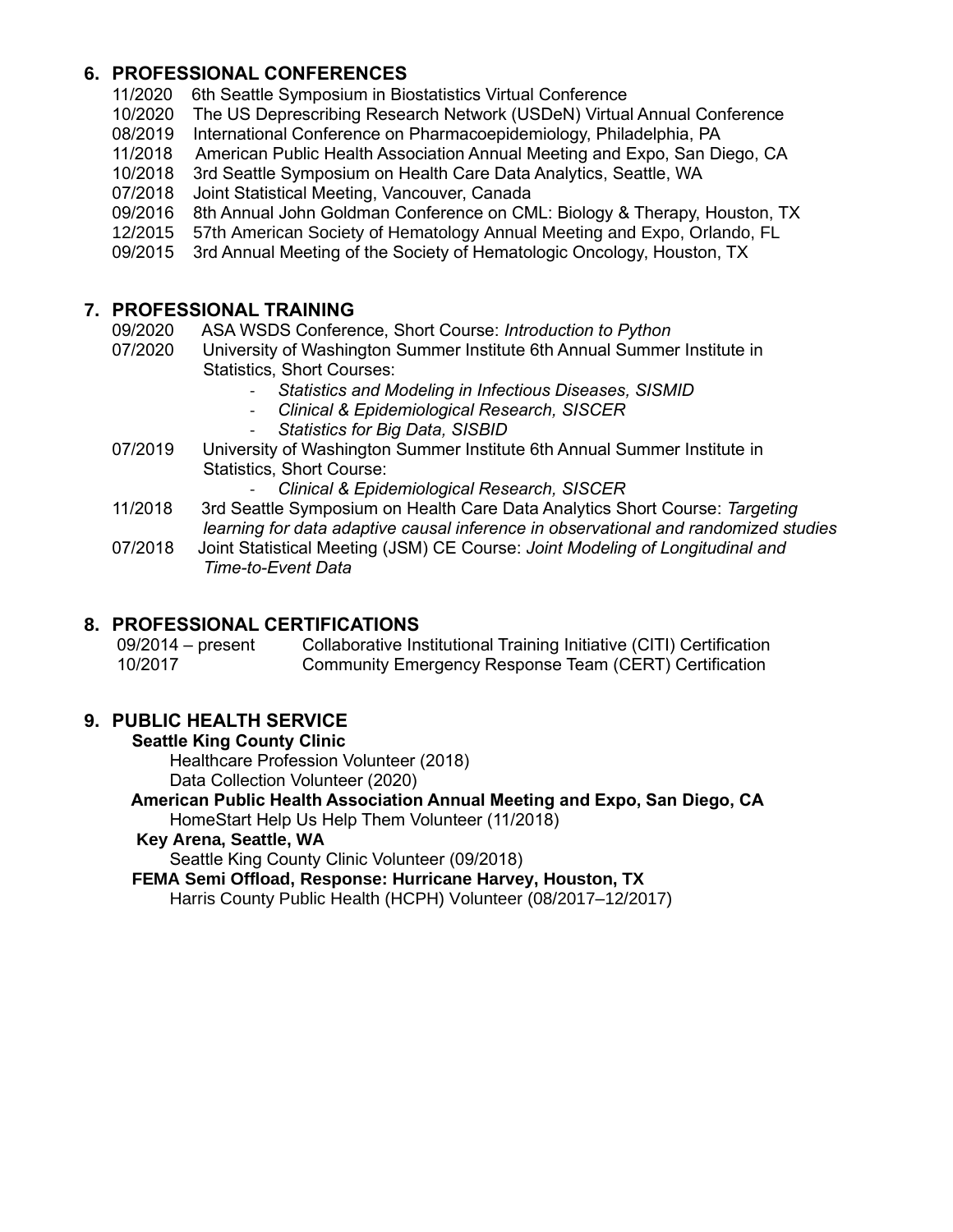## 6. PROFESSIONAL CONFERENCES

11/2020 6th Seattle Symposium in Biostatistics Virtual Conference
10/2020 The US Deprescribing Research Network (USDeN) Virtual Annual Conference
08/2019 International Conference on Pharmacoepidemiology, Philadelphia, PA
11/2018 American Public Health Association Annual Meeting and Expo, San Diego, CA
10/2018 3rd Seattle Symposium on Health Care Data Analytics, Seattle, WA
07/2018 Joint Statistical Meeting, Vancouver, Canada
09/2016 8th Annual John Goldman Conference on CML: Biology & Therapy, Houston, TX
12/2015 57th American Society of Hematology Annual Meeting and Expo, Orlando, FL
09/2015 3rd Annual Meeting of the Society of Hematologic Oncology, Houston, TX

## 7. PROFESSIONAL TRAINING

09/2020 ASA WSDS Conference, Short Course: *Introduction to Python*

07/2020 University of Washington Summer Institute 6th Annual Summer Institute in Statistics, Short Courses:

- *Statistics and Modeling in Infectious Diseases, SISMID*
- *Clinical & Epidemiological Research, SISCER*
- *Statistics for Big Data, SISBID*

07/2019 University of Washington Summer Institute 6th Annual Summer Institute in Statistics, Short Course:

- *Clinical & Epidemiological Research, SISCER*

11/2018 3rd Seattle Symposium on Health Care Data Analytics Short Course: *Targeting learning for data adaptive causal inference in observational and randomized studies*

07/2018 Joint Statistical Meeting (JSM) CE Course: *Joint Modeling of Longitudinal and Time-to-Event Data*

## 8. PROFESSIONAL CERTIFICATIONS

09/2014 – present Collaborative Institutional Training Initiative (CITI) Certification
10/2017 Community Emergency Response Team (CERT) Certification

## 9. PUBLIC HEALTH SERVICE

**Seattle King County Clinic**
Healthcare Profession Volunteer (2018)
Data Collection Volunteer (2020)

**American Public Health Association Annual Meeting and Expo, San Diego, CA**
HomeStart Help Us Help Them Volunteer (11/2018)

**Key Arena, Seattle, WA**
Seattle King County Clinic Volunteer (09/2018)

**FEMA Semi Offload, Response: Hurricane Harvey, Houston, TX**
Harris County Public Health (HCPH) Volunteer (08/2017–12/2017)